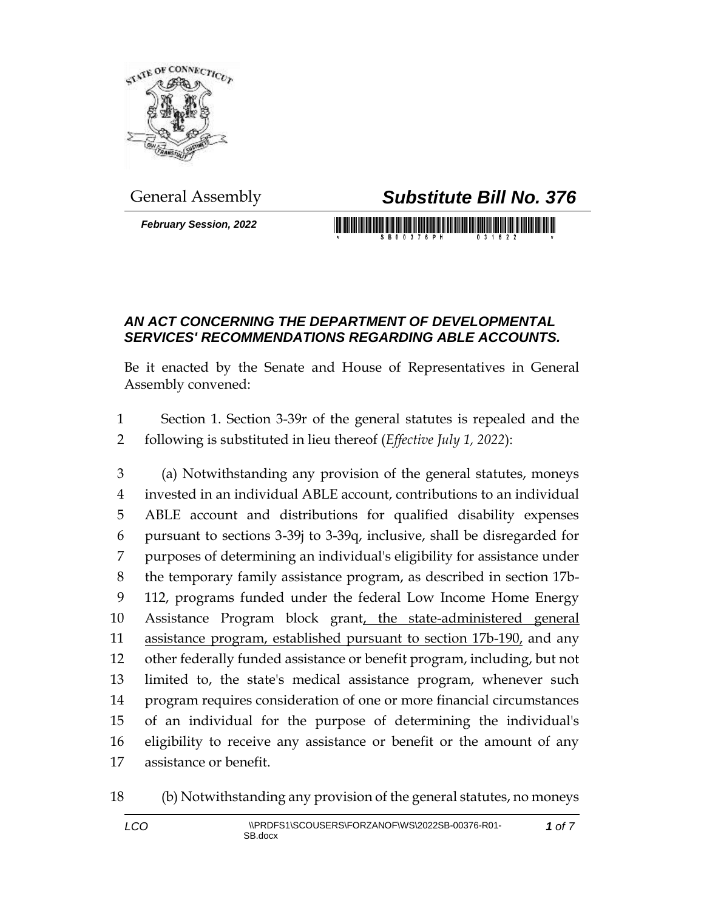General Assembly

# *Substitute Bill No. 376*

***February Session, 2022***

## *AN ACT CONCERNING THE DEPARTMENT OF DEVELOPMENTAL SERVICES' RECOMMENDATIONS REGARDING ABLE ACCOUNTS.*

Be it enacted by the Senate and House of Representatives in General Assembly convened:

1 Section 1. Section 3-39r of the general statutes is repealed and the
2 following is substituted in lieu thereof (*Effective July 1, 2022*):

3 (a) Notwithstanding any provision of the general statutes, moneys
4 invested in an individual ABLE account, contributions to an individual
5 ABLE account and distributions for qualified disability expenses
6 pursuant to sections 3-39j to 3-39q, inclusive, shall be disregarded for
7 purposes of determining an individual's eligibility for assistance under
8 the temporary family assistance program, as described in section 17b-
9 112, programs funded under the federal Low Income Home Energy
10 Assistance Program block grant<u>, the state-administered general</u>
11 <u>assistance program, established pursuant to section 17b-190,</u> and any
12 other federally funded assistance or benefit program, including, but not
13 limited to, the state's medical assistance program, whenever such
14 program requires consideration of one or more financial circumstances
15 of an individual for the purpose of determining the individual's
16 eligibility to receive any assistance or benefit or the amount of any
17 assistance or benefit.

18 (b) Notwithstanding any provision of the general statutes, no moneys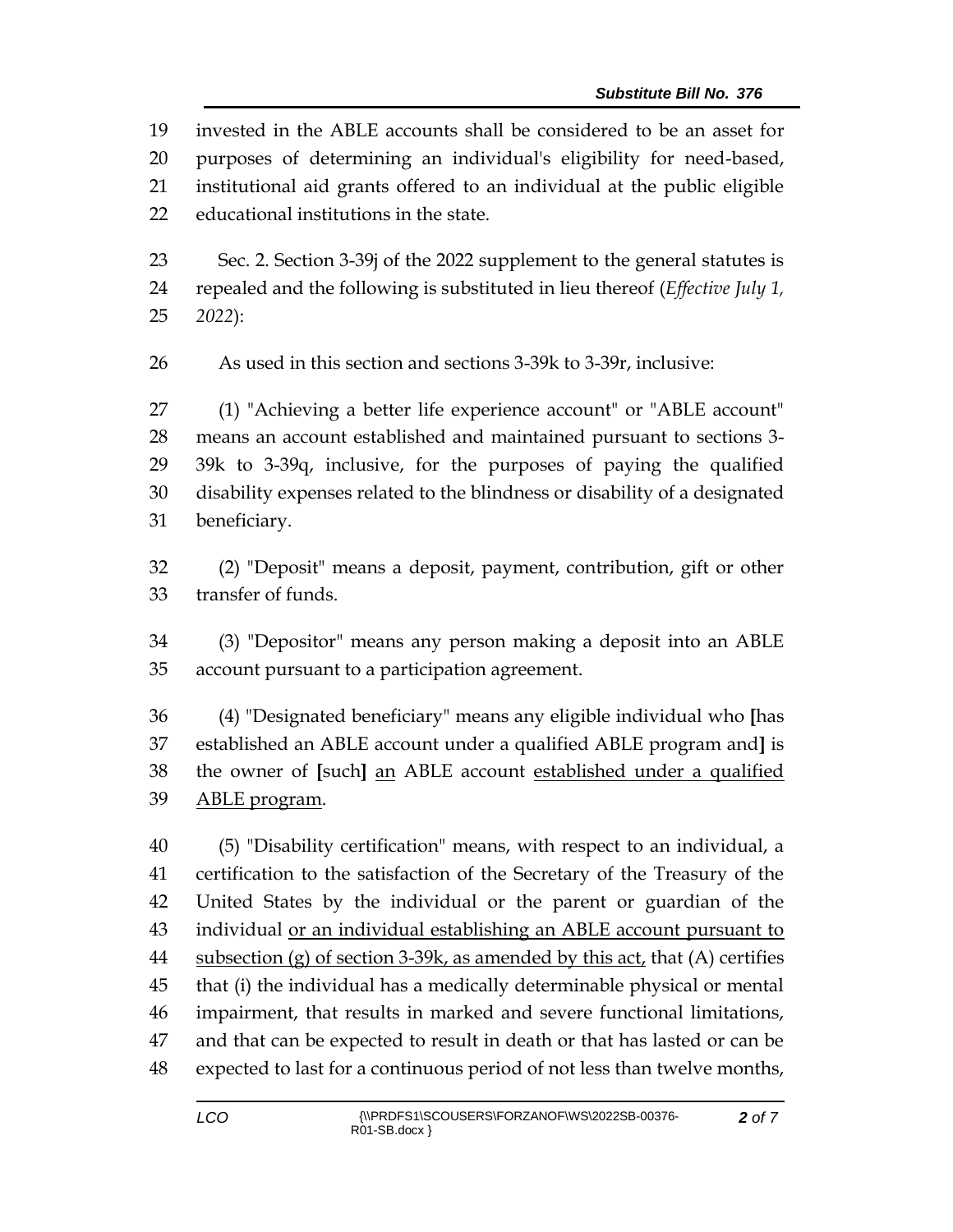invested in the ABLE accounts shall be considered to be an asset for purposes of determining an individual's eligibility for need-based, institutional aid grants offered to an individual at the public eligible educational institutions in the state.

Sec. 2. Section 3-39j of the 2022 supplement to the general statutes is repealed and the following is substituted in lieu thereof (*Effective July 1, 2022*):

As used in this section and sections 3-39k to 3-39r, inclusive:

(1) "Achieving a better life experience account" or "ABLE account" means an account established and maintained pursuant to sections 3-39k to 3-39q, inclusive, for the purposes of paying the qualified disability expenses related to the blindness or disability of a designated beneficiary.

(2) "Deposit" means a deposit, payment, contribution, gift or other transfer of funds.

(3) "Depositor" means any person making a deposit into an ABLE account pursuant to a participation agreement.

(4) "Designated beneficiary" means any eligible individual who **[**has established an ABLE account under a qualified ABLE program and**]** is the owner of **[**such**]** <u>an</u> ABLE account <u>established under a qualified ABLE program</u>.

(5) "Disability certification" means, with respect to an individual, a certification to the satisfaction of the Secretary of the Treasury of the United States by the individual or the parent or guardian of the individual <u>or an individual establishing an ABLE account pursuant to subsection (g) of section 3-39k, as amended by this act,</u> that (A) certifies that (i) the individual has a medically determinable physical or mental impairment, that results in marked and severe functional limitations, and that can be expected to result in death or that has lasted or can be expected to last for a continuous period of not less than twelve months,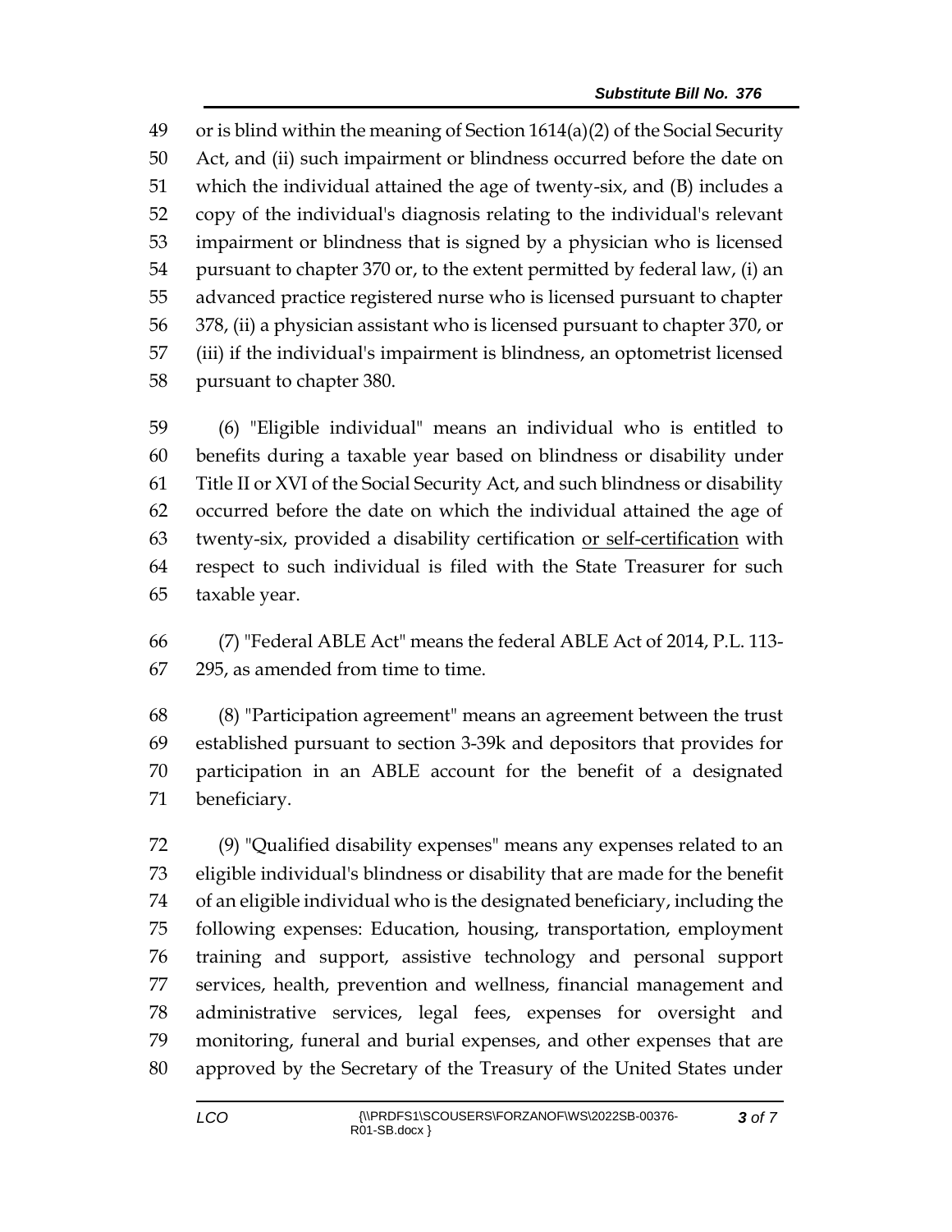49 or is blind within the meaning of Section 1614(a)(2) of the Social Security
50 Act, and (ii) such impairment or blindness occurred before the date on
51 which the individual attained the age of twenty-six, and (B) includes a
52 copy of the individual's diagnosis relating to the individual's relevant
53 impairment or blindness that is signed by a physician who is licensed
54 pursuant to chapter 370 or, to the extent permitted by federal law, (i) an
55 advanced practice registered nurse who is licensed pursuant to chapter
56 378, (ii) a physician assistant who is licensed pursuant to chapter 370, or
57 (iii) if the individual's impairment is blindness, an optometrist licensed
58 pursuant to chapter 380.

59 (6) "Eligible individual" means an individual who is entitled to
60 benefits during a taxable year based on blindness or disability under
61 Title II or XVI of the Social Security Act, and such blindness or disability
62 occurred before the date on which the individual attained the age of
63 twenty-six, provided a disability certification <u>or self-certification</u> with
64 respect to such individual is filed with the State Treasurer for such
65 taxable year.

66 (7) "Federal ABLE Act" means the federal ABLE Act of 2014, P.L. 113-
67 295, as amended from time to time.

68 (8) "Participation agreement" means an agreement between the trust
69 established pursuant to section 3-39k and depositors that provides for
70 participation in an ABLE account for the benefit of a designated
71 beneficiary.

72 (9) "Qualified disability expenses" means any expenses related to an
73 eligible individual's blindness or disability that are made for the benefit
74 of an eligible individual who is the designated beneficiary, including the
75 following expenses: Education, housing, transportation, employment
76 training and support, assistive technology and personal support
77 services, health, prevention and wellness, financial management and
78 administrative services, legal fees, expenses for oversight and
79 monitoring, funeral and burial expenses, and other expenses that are
80 approved by the Secretary of the Treasury of the United States under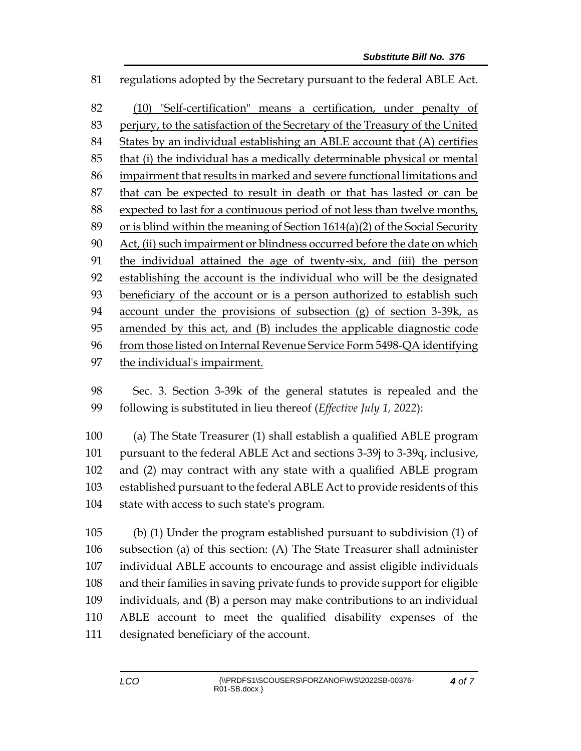regulations adopted by the Secretary pursuant to the federal ABLE Act.

(10) "Self-certification" means a certification, under penalty of perjury, to the satisfaction of the Secretary of the Treasury of the United States by an individual establishing an ABLE account that (A) certifies that (i) the individual has a medically determinable physical or mental impairment that results in marked and severe functional limitations and that can be expected to result in death or that has lasted or can be expected to last for a continuous period of not less than twelve months, or is blind within the meaning of Section 1614(a)(2) of the Social Security Act, (ii) such impairment or blindness occurred before the date on which the individual attained the age of twenty-six, and (iii) the person establishing the account is the individual who will be the designated beneficiary of the account or is a person authorized to establish such account under the provisions of subsection (g) of section 3-39k, as amended by this act, and (B) includes the applicable diagnostic code from those listed on Internal Revenue Service Form 5498-QA identifying the individual's impairment.

Sec. 3. Section 3-39k of the general statutes is repealed and the following is substituted in lieu thereof (*Effective July 1, 2022*):

(a) The State Treasurer (1) shall establish a qualified ABLE program pursuant to the federal ABLE Act and sections 3-39j to 3-39q, inclusive, and (2) may contract with any state with a qualified ABLE program established pursuant to the federal ABLE Act to provide residents of this state with access to such state's program.

(b) (1) Under the program established pursuant to subdivision (1) of subsection (a) of this section: (A) The State Treasurer shall administer individual ABLE accounts to encourage and assist eligible individuals and their families in saving private funds to provide support for eligible individuals, and (B) a person may make contributions to an individual ABLE account to meet the qualified disability expenses of the designated beneficiary of the account.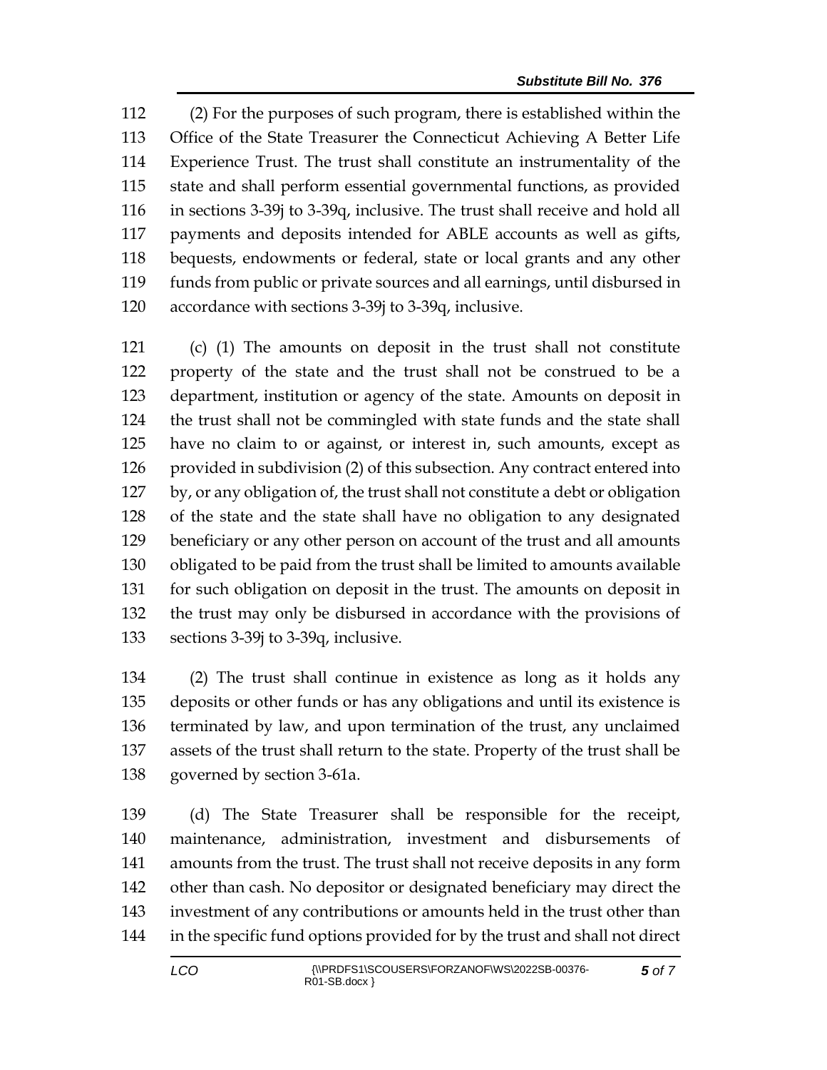(2) For the purposes of such program, there is established within the Office of the State Treasurer the Connecticut Achieving A Better Life Experience Trust. The trust shall constitute an instrumentality of the state and shall perform essential governmental functions, as provided in sections 3-39j to 3-39q, inclusive. The trust shall receive and hold all payments and deposits intended for ABLE accounts as well as gifts, bequests, endowments or federal, state or local grants and any other funds from public or private sources and all earnings, until disbursed in accordance with sections 3-39j to 3-39q, inclusive.

(c) (1) The amounts on deposit in the trust shall not constitute property of the state and the trust shall not be construed to be a department, institution or agency of the state. Amounts on deposit in the trust shall not be commingled with state funds and the state shall have no claim to or against, or interest in, such amounts, except as provided in subdivision (2) of this subsection. Any contract entered into by, or any obligation of, the trust shall not constitute a debt or obligation of the state and the state shall have no obligation to any designated beneficiary or any other person on account of the trust and all amounts obligated to be paid from the trust shall be limited to amounts available for such obligation on deposit in the trust. The amounts on deposit in the trust may only be disbursed in accordance with the provisions of sections 3-39j to 3-39q, inclusive.

(2) The trust shall continue in existence as long as it holds any deposits or other funds or has any obligations and until its existence is terminated by law, and upon termination of the trust, any unclaimed assets of the trust shall return to the state. Property of the trust shall be governed by section 3-61a.

(d) The State Treasurer shall be responsible for the receipt, maintenance, administration, investment and disbursements of amounts from the trust. The trust shall not receive deposits in any form other than cash. No depositor or designated beneficiary may direct the investment of any contributions or amounts held in the trust other than in the specific fund options provided for by the trust and shall not direct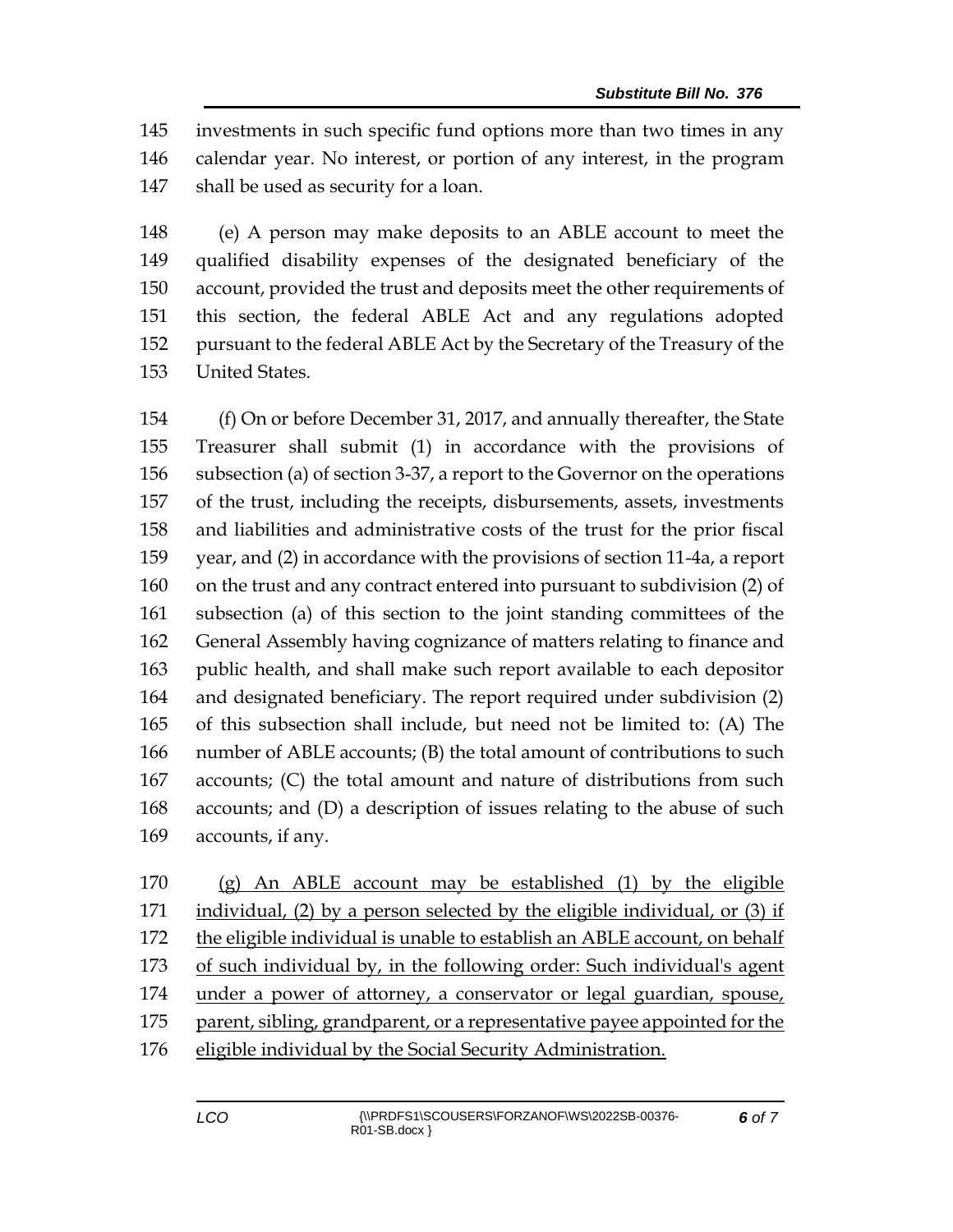investments in such specific fund options more than two times in any calendar year. No interest, or portion of any interest, in the program shall be used as security for a loan.

(e) A person may make deposits to an ABLE account to meet the qualified disability expenses of the designated beneficiary of the account, provided the trust and deposits meet the other requirements of this section, the federal ABLE Act and any regulations adopted pursuant to the federal ABLE Act by the Secretary of the Treasury of the United States.

(f) On or before December 31, 2017, and annually thereafter, the State Treasurer shall submit (1) in accordance with the provisions of subsection (a) of section 3-37, a report to the Governor on the operations of the trust, including the receipts, disbursements, assets, investments and liabilities and administrative costs of the trust for the prior fiscal year, and (2) in accordance with the provisions of section 11-4a, a report on the trust and any contract entered into pursuant to subdivision (2) of subsection (a) of this section to the joint standing committees of the General Assembly having cognizance of matters relating to finance and public health, and shall make such report available to each depositor and designated beneficiary. The report required under subdivision (2) of this subsection shall include, but need not be limited to: (A) The number of ABLE accounts; (B) the total amount of contributions to such accounts; (C) the total amount and nature of distributions from such accounts; and (D) a description of issues relating to the abuse of such accounts, if any.

<u>(g) An ABLE account may be established (1) by the eligible individual, (2) by a person selected by the eligible individual, or (3) if the eligible individual is unable to establish an ABLE account, on behalf of such individual by, in the following order: Such individual's agent under a power of attorney, a conservator or legal guardian, spouse, parent, sibling, grandparent, or a representative payee appointed for the eligible individual by the Social Security Administration.</u>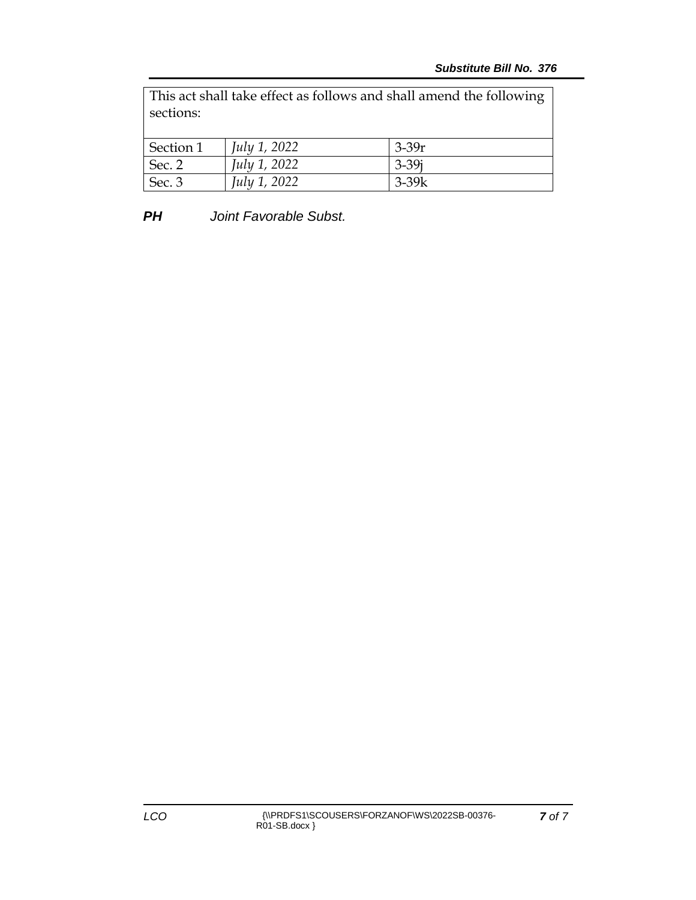This act shall take effect as follows and shall amend the following sections:

| | | |
|---|---|---|
| Section 1 | *July 1, 2022* | 3-39r |
| Sec. 2 | *July 1, 2022* | 3-39j |
| Sec. 3 | *July 1, 2022* | 3-39k |

***PH*** *Joint Favorable Subst.*